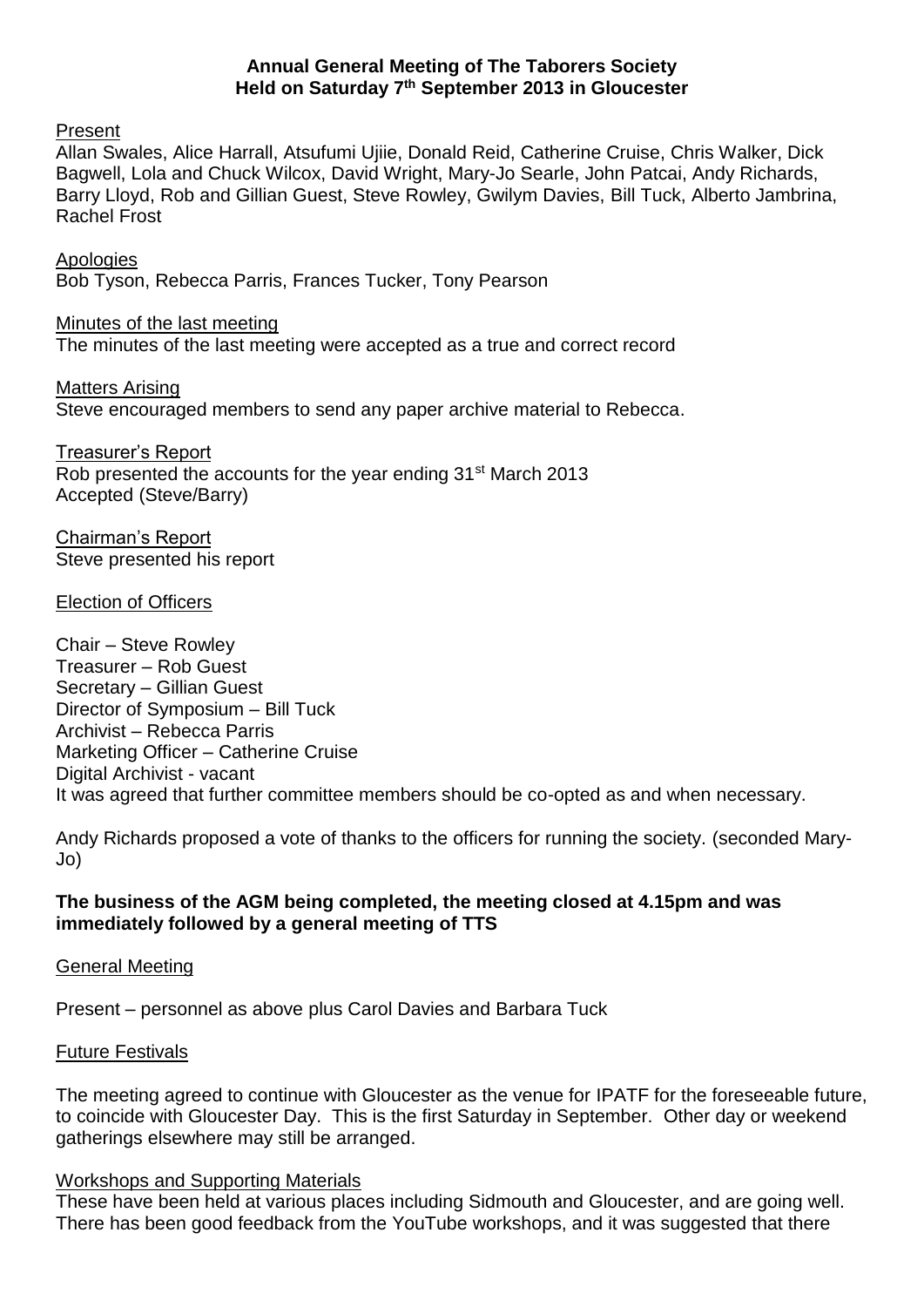# Annual General Meeting of The Taborers Society
## Held on Saturday 7th September 2013 in Gloucester

Present

Allan Swales, Alice Harrall, Atsufumi Ujiie, Donald Reid, Catherine Cruise, Chris Walker, Dick Bagwell, Lola and Chuck Wilcox, David Wright, Mary-Jo Searle, John Patcai, Andy Richards, Barry Lloyd, Rob and Gillian Guest, Steve Rowley, Gwilym Davies, Bill Tuck, Alberto Jambrina, Rachel Frost

Apologies

Bob Tyson, Rebecca Parris, Frances Tucker, Tony Pearson

Minutes of the last meeting

The minutes of the last meeting were accepted as a true and correct record

Matters Arising

Steve encouraged members to send any paper archive material to Rebecca.

Treasurer's Report

Rob presented the accounts for the year ending 31st March 2013
Accepted (Steve/Barry)

Chairman's Report

Steve presented his report

Election of Officers

Chair – Steve Rowley
Treasurer – Rob Guest
Secretary – Gillian Guest
Director of Symposium – Bill Tuck
Archivist – Rebecca Parris
Marketing Officer – Catherine Cruise
Digital Archivist - vacant
It was agreed that further committee members should be co-opted as and when necessary.

Andy Richards proposed a vote of thanks to the officers for running the society. (seconded Mary-Jo)

**The business of the AGM being completed, the meeting closed at 4.15pm and was immediately followed by a general meeting of TTS**

General Meeting

Present – personnel as above plus Carol Davies and Barbara Tuck

Future Festivals

The meeting agreed to continue with Gloucester as the venue for IPATF for the foreseeable future, to coincide with Gloucester Day. This is the first Saturday in September. Other day or weekend gatherings elsewhere may still be arranged.

Workshops and Supporting Materials

These have been held at various places including Sidmouth and Gloucester, and are going well. There has been good feedback from the YouTube workshops, and it was suggested that there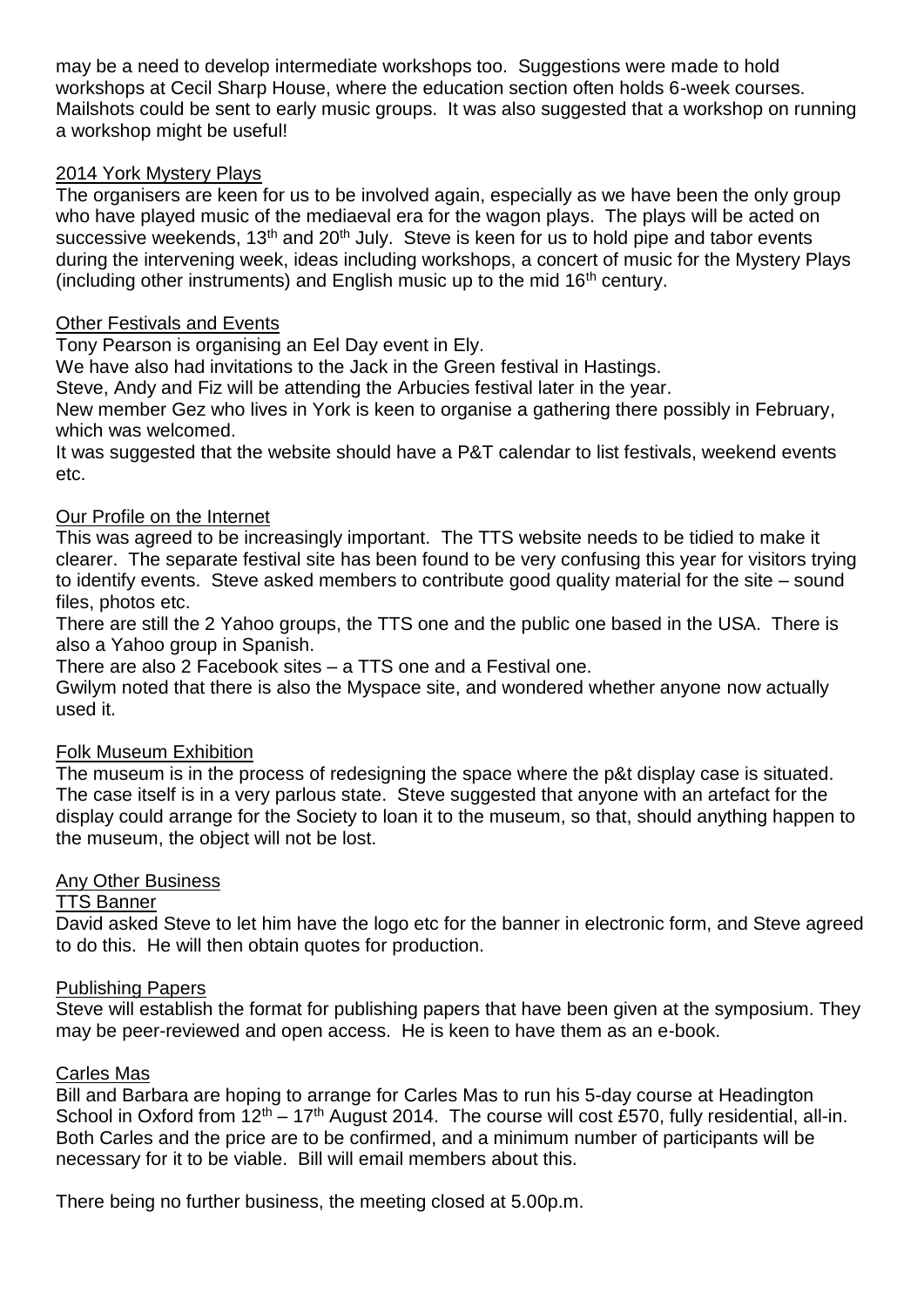may be a need to develop intermediate workshops too. Suggestions were made to hold workshops at Cecil Sharp House, where the education section often holds 6-week courses. Mailshots could be sent to early music groups. It was also suggested that a workshop on running a workshop might be useful!

## 2014 York Mystery Plays

The organisers are keen for us to be involved again, especially as we have been the only group who have played music of the mediaeval era for the wagon plays. The plays will be acted on successive weekends, 13th and 20th July. Steve is keen for us to hold pipe and tabor events during the intervening week, ideas including workshops, a concert of music for the Mystery Plays (including other instruments) and English music up to the mid 16th century.

## Other Festivals and Events

Tony Pearson is organising an Eel Day event in Ely.

We have also had invitations to the Jack in the Green festival in Hastings.

Steve, Andy and Fiz will be attending the Arbucies festival later in the year.

New member Gez who lives in York is keen to organise a gathering there possibly in February, which was welcomed.

It was suggested that the website should have a P&T calendar to list festivals, weekend events etc.

## Our Profile on the Internet

This was agreed to be increasingly important. The TTS website needs to be tidied to make it clearer. The separate festival site has been found to be very confusing this year for visitors trying to identify events. Steve asked members to contribute good quality material for the site – sound files, photos etc.

There are still the 2 Yahoo groups, the TTS one and the public one based in the USA. There is also a Yahoo group in Spanish.

There are also 2 Facebook sites – a TTS one and a Festival one.

Gwilym noted that there is also the Myspace site, and wondered whether anyone now actually used it.

## Folk Museum Exhibition

The museum is in the process of redesigning the space where the p&t display case is situated. The case itself is in a very parlous state. Steve suggested that anyone with an artefact for the display could arrange for the Society to loan it to the museum, so that, should anything happen to the museum, the object will not be lost.

## Any Other Business

### TTS Banner

David asked Steve to let him have the logo etc for the banner in electronic form, and Steve agreed to do this. He will then obtain quotes for production.

### Publishing Papers

Steve will establish the format for publishing papers that have been given at the symposium. They may be peer-reviewed and open access. He is keen to have them as an e-book.

### Carles Mas

Bill and Barbara are hoping to arrange for Carles Mas to run his 5-day course at Headington School in Oxford from 12th – 17th August 2014. The course will cost £570, fully residential, all-in. Both Carles and the price are to be confirmed, and a minimum number of participants will be necessary for it to be viable. Bill will email members about this.

There being no further business, the meeting closed at 5.00p.m.